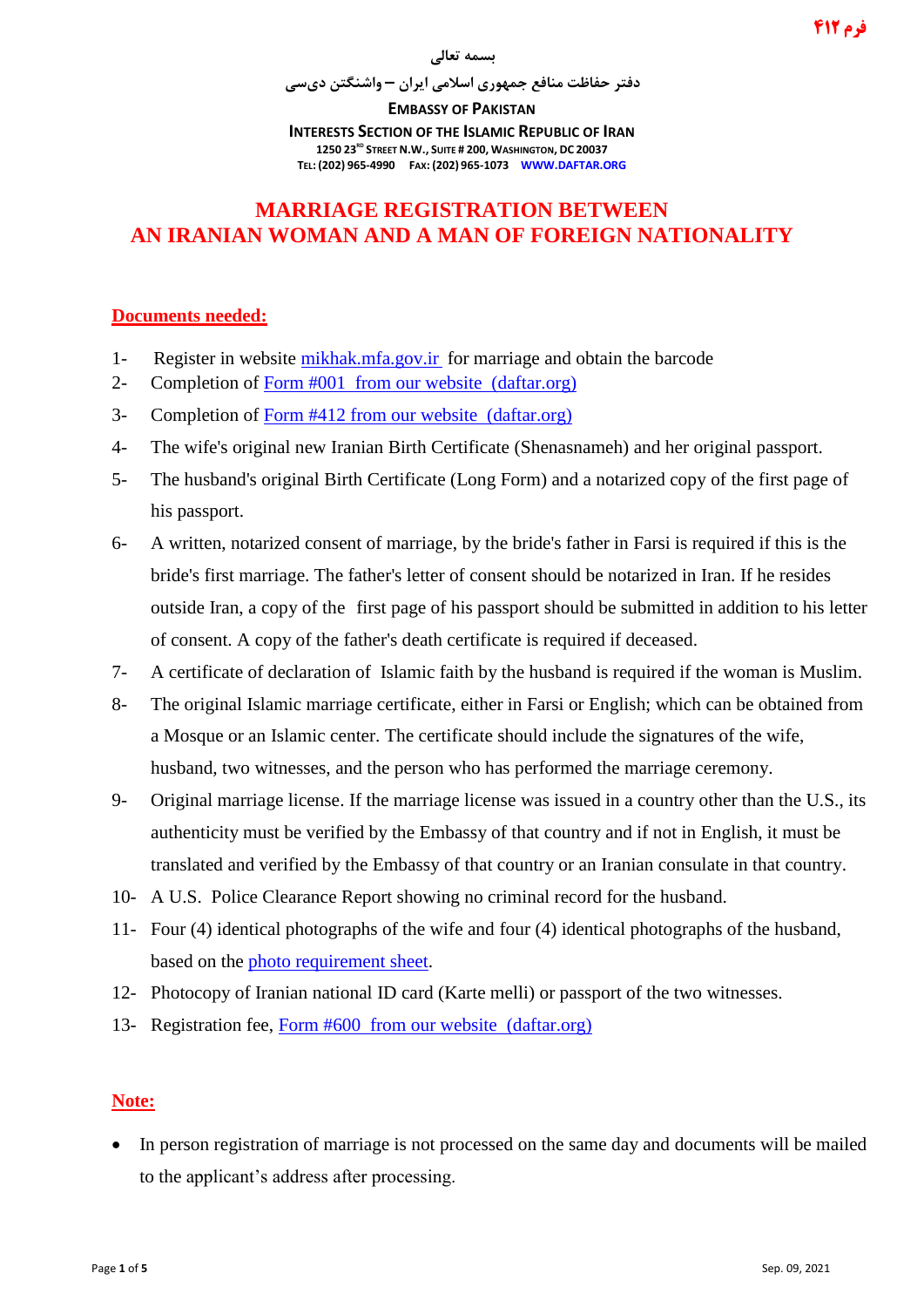فرم ۴۱۲

بسمه تعالی

دفتر حفاظت منافع جمهوری اسلامی ایران – واشنگتن دی‌سی

**EMBASSY OF PAKISTAN**

**INTERESTS SECTION OF THE ISLAMIC REPUBLIC OF IRAN**

1250 23RD STREET N.W., SUITE # 200, WASHINGTON, DC 20037

TEL: (202) 965-4990 FAX: (202) 965-1073 WWW.DAFTAR.ORG

# MARRIAGE REGISTRATION BETWEEN AN IRANIAN WOMAN AND A MAN OF FOREIGN NATIONALITY

## Documents needed:

1- Register in website mikhak.mfa.gov.ir for marriage and obtain the barcode
2- Completion of Form #001 from our website (daftar.org)
3- Completion of Form #412 from our website (daftar.org)
4- The wife's original new Iranian Birth Certificate (Shenasnameh) and her original passport.
5- The husband's original Birth Certificate (Long Form) and a notarized copy of the first page of his passport.
6- A written, notarized consent of marriage, by the bride's father in Farsi is required if this is the bride's first marriage. The father's letter of consent should be notarized in Iran. If he resides outside Iran, a copy of the first page of his passport should be submitted in addition to his letter of consent. A copy of the father's death certificate is required if deceased.
7- A certificate of declaration of Islamic faith by the husband is required if the woman is Muslim.
8- The original Islamic marriage certificate, either in Farsi or English; which can be obtained from a Mosque or an Islamic center. The certificate should include the signatures of the wife, husband, two witnesses, and the person who has performed the marriage ceremony.
9- Original marriage license. If the marriage license was issued in a country other than the U.S., its authenticity must be verified by the Embassy of that country and if not in English, it must be translated and verified by the Embassy of that country or an Iranian consulate in that country.
10- A U.S. Police Clearance Report showing no criminal record for the husband.
11- Four (4) identical photographs of the wife and four (4) identical photographs of the husband, based on the photo requirement sheet.
12- Photocopy of Iranian national ID card (Karte melli) or passport of the two witnesses.
13- Registration fee, Form #600 from our website (daftar.org)

## Note:

- In person registration of marriage is not processed on the same day and documents will be mailed to the applicant's address after processing.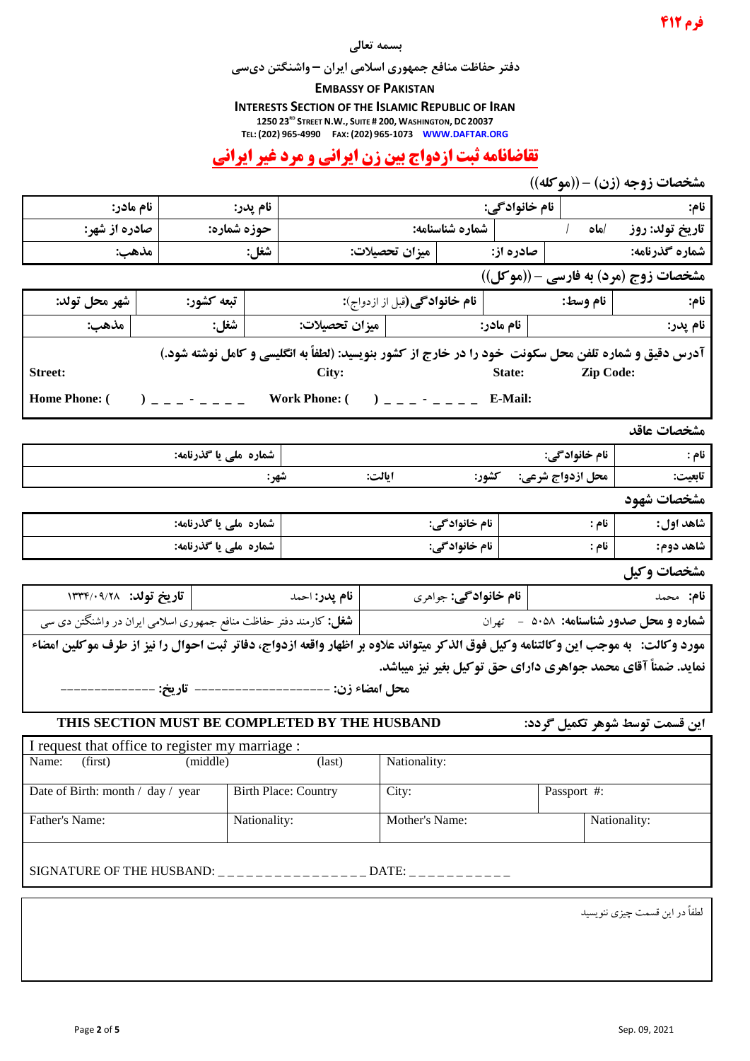**فرم ۴۱۲**

بسمه تعالی

دفتر حفاظت منافع جمهوری اسلامی ایران – واشنگتن دی‌سی

**EMBASSY OF PAKISTAN**

**INTERESTS SECTION OF THE ISLAMIC REPUBLIC OF IRAN**

1250 23RD STREET N.W., SUITE # 200, WASHINGTON, DC 20037

TEL: (202) 965-4990 FAX: (202) 965-1073 WWW.DAFTAR.ORG

# تقاضانامه ثبت ازدواج بین زن ایرانی و مرد غیر ایرانی

### مشخصات زوجه (زن) – ((موکله))

| نام: | نام خانوادگی: | نام پدر: | نام مادر: |
|---|---|---|---|
| تاریخ تولد: روز /ماه / | شماره شناسنامه: | حوزه شماره: | صادره از شهر: |
| شماره گذرنامه: | صادره از: | میزان تحصیلات: | شغل: | مذهب: |

### مشخصات زوج (مرد) به فارسی – ((موکل))

| نام: | نام وسط: | نام خانوادگی(قبل از ازدواج): | تبعه کشور: | شهر محل تولد: |
|---|---|---|---|---|
| نام پدر: | نام مادر: | میزان تحصیلات: | شغل: | مذهب: |

آدرس دقیق و شماره تلفن محل سکونت خود را در خارج از کشور بنویسید: (لطفاً به انگلیسی و کامل نوشته شود.)

**Street:** **City:** **State:** **Zip Code:**

**Home Phone:** ( ) _ _ _ - _ _ _ _ **Work Phone:** ( ) _ _ _ - _ _ _ _ **E-Mail:**

### مشخصات عاقد

| نام : | نام خانوادگی: | شماره ملی یا گذرنامه: |
|---|---|---|
| تابعیت: | محل ازدواج شرعی: کشور: ایالت: شهر: | |

### مشخصات شهود

| شاهد اول: | نام : | نام خانوادگی: | شماره ملی یا گذرنامه: |
|---|---|---|---|
| شاهد دوم: | نام : | نام خانوادگی: | شماره ملی یا گذرنامه: |

### مشخصات وکیل

| نام: محمد | نام خانوادگی: جواهری | نام پدر: احمد | تاریخ تولد: ۱۳۳۴/۰۹/۲۸ |
|---|---|---|---|
| شماره و محل صدور شناسنامه: ۵۰۵۸ - تهران | | شغل: کارمند دفتر حفاظت منافع جمهوری اسلامی ایران در واشنگتن دی سی | |

**مورد وکالت:** به موجب این وکالتنامه وکیل فوق الذکر میتواند علاوه بر اظهار واقعه ازدواج، دفاتر ثبت احوال را نیز از طرف موکلین امضاء نماید. ضمناً آقای محمد جواهری دارای حق توکیل بغیر نیز میباشد.

**محل امضاء زن:** -------------------- **تاریخ:** --------------

**THIS SECTION MUST BE COMPLETED BY THE HUSBAND** — **این قسمت توسط شوهر تکمیل گردد:**

I request that office to register my marriage :

| Name: (first) (middle) (last) | | Nationality: | |
|---|---|---|---|
| Date of Birth: month / day / year | Birth Place: Country | City: | Passport #: |
| Father's Name: | Nationality: | Mother's Name: | Nationality: |

SIGNATURE OF THE HUSBAND: _ _ _ _ _ _ _ _ _ _ _ _ _ _ _ DATE: _ _ _ _ _ _ _ _ _ _ _

لطفاً در این قسمت چیزی ننویسید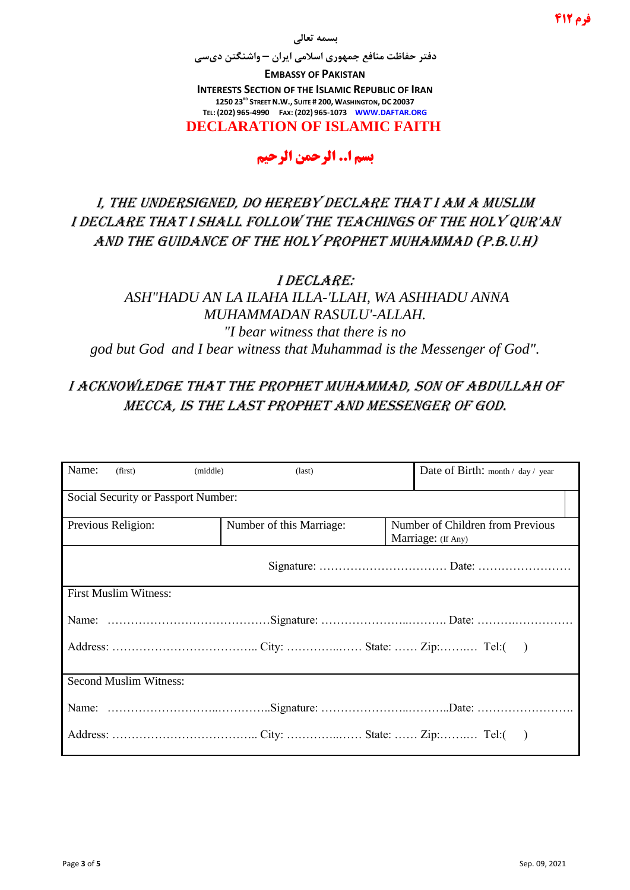فرم ۴۱۲

بسمه تعالی

دفتر حفاظت منافع جمهوری اسلامی ایران – واشنگتن دی‌سی

**EMBASSY OF PAKISTAN**

**INTERESTS SECTION OF THE ISLAMIC REPUBLIC OF IRAN**

1250 23RD STREET N.W., SUITE # 200, WASHINGTON, DC 20037

TEL: (202) 965-4990 FAX: (202) 965-1073 WWW.DAFTAR.ORG

# DECLARATION OF ISLAMIC FAITH

**بسم ا.. الرحمن الرحیم**

*I, THE UNDERSIGNED, DO HEREBY DECLARE THAT I AM A MUSLIM*
*I DECLARE THAT I SHALL FOLLOW THE TEACHINGS OF THE HOLY QUR'AN AND THE GUIDANCE OF THE HOLY PROPHET MUHAMMAD (P.B.U.H)*

*I DECLARE:*
*ASH"HADU AN LA ILAHA ILLA-'LLAH, WA ASHHADU ANNA MUHAMMADAN RASULU'-ALLAH.*
*"I bear witness that there is no god but God and I bear witness that Muhammad is the Messenger of God".*

*I ACKNOWLEDGE THAT THE PROPHET MUHAMMAD, SON OF ABDULLAH OF MECCA, IS THE LAST PROPHET AND MESSENGER OF GOD.*

| Name: (first) (middle) (last) | | Date of Birth: month / day / year |
|---|---|---|
| Social Security or Passport Number: | | |
| Previous Religion: | Number of this Marriage: | Number of Children from Previous Marriage: (If Any) |
| Signature: …………………………… Date: …………………… | | |
| First Muslim Witness: | | |
| Name: ……………………………………Signature: ……………………..………. Date: ……….…………… | | |
| Address: ……………………………….. City: …………..…… State: …… Zip:……..… Tel:( ) | | |
| Second Muslim Witness: | | |
| Name: ……………………..…………..Signature: ………………….…..……..Date: ……………………. | | |
| Address: ……………………………….. City: …………..…… State: …… Zip:……..… Tel:( ) | | |

Sep. 09, 2021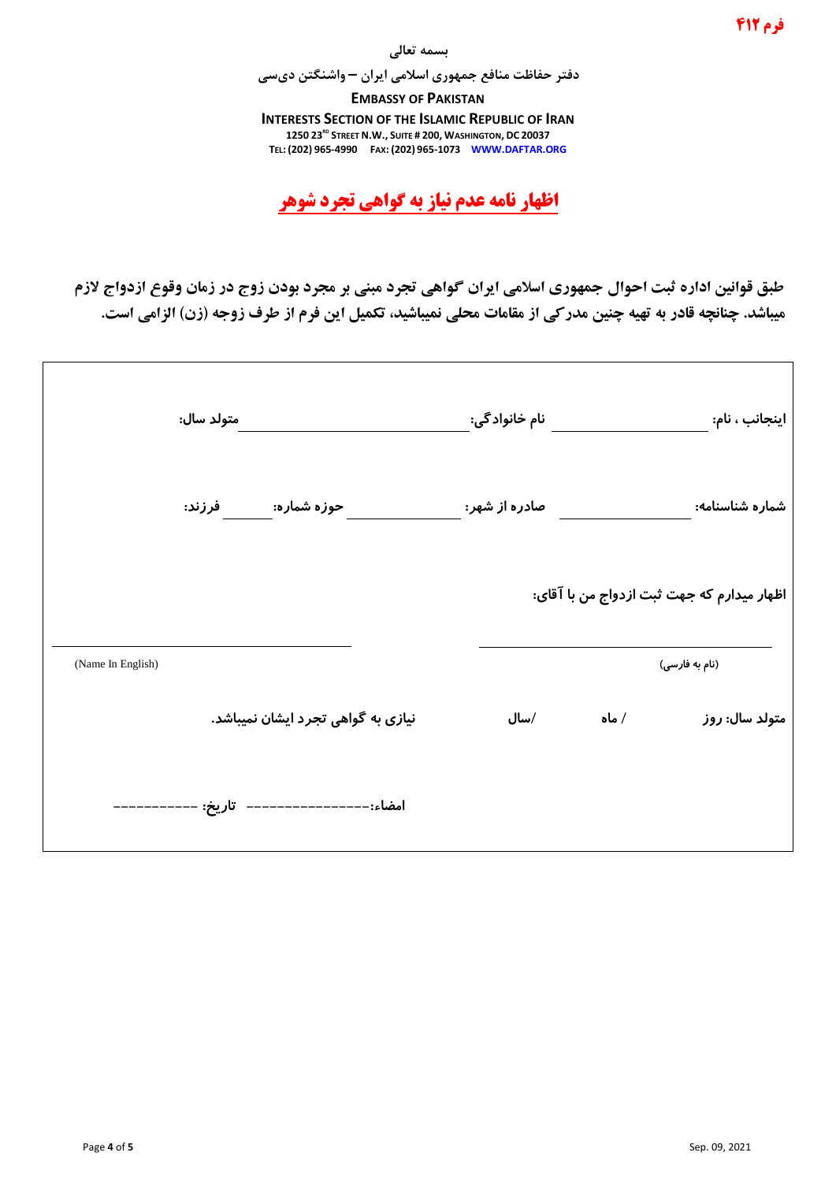فرم ۴۱۲

**بسمه تعالی**

**دفتر حفاظت منافع جمهوری اسلامی ایران – واشنگتن دی‌سی**

**EMBASSY OF PAKISTAN**

**INTERESTS SECTION OF THE ISLAMIC REPUBLIC OF IRAN**

**1250 23RD STREET N.W., SUITE # 200, WASHINGTON, DC 20037**

**TEL: (202) 965-4990 FAX: (202) 965-1073 WWW.DAFTAR.ORG**

# اظهار نامه عدم نیاز به گواهی تجرد شوهر

**طبق قوانین اداره ثبت احوال جمهوری اسلامی ایران گواهی تجرد مبنی بر مجرد بودن زوج در زمان وقوع ازدواج لازم میباشد. چنانچه قادر به تهیه چنین مدرکی از مقامات محلی نمیباشید، تکمیل این فرم از طرف زوجه (زن) الزامی است.**

**اینجانب ، نام:** ____________ **نام خانوادگی:** ____________ **متولد سال:** ____________

**شماره شناسنامه:** ____________ **صادره از شهر:** ____________ **حوزه شماره:** ______ **فرزند:** ______

**اظهار میدارم که جهت ثبت ازدواج من با آقای:**

____________________ (نام به فارسی)

____________________ (Name In English)

**متولد سال: روز** ______ **/ ماه** ______ **/سال** ______ **نیازی به گواهی تجرد ایشان نمیباشد.**

**امضاء:**--------------- **تاریخ:** ----------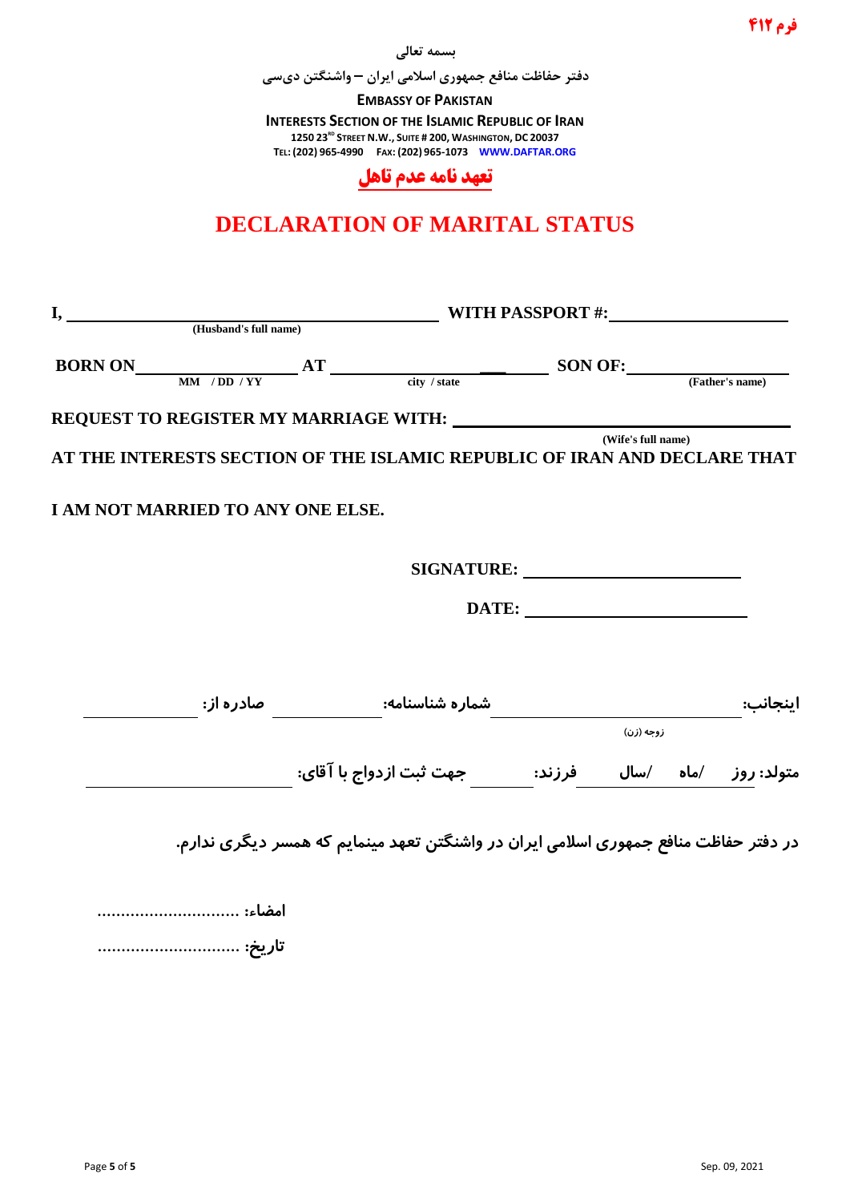فرم ۴۱۲

بسمه تعالی

دفتر حفاظت منافع جمهوری اسلامی ایران – واشنگتن دی‌سی

**EMBASSY OF PAKISTAN**

**INTERESTS SECTION OF THE ISLAMIC REPUBLIC OF IRAN**

1250 23RD STREET N.W., SUITE # 200, WASHINGTON, DC 20037

TEL: (202) 965-4990 FAX: (202) 965-1073 WWW.DAFTAR.ORG

## تعهد نامه عدم تاهل

# DECLARATION OF MARITAL STATUS

**I,** ______________________________ **WITH PASSPORT #:** ____________________
(Husband's full name)

**BORN ON** ____________ **AT** ____________ ___ **SON OF:** ____________
MM / DD / YY — city / state — (Father's name)

**REQUEST TO REGISTER MY MARRIAGE WITH:** ______________________________
(Wife's full name)

**AT THE INTERESTS SECTION OF THE ISLAMIC REPUBLIC OF IRAN AND DECLARE THAT**

**I AM NOT MARRIED TO ANY ONE ELSE.**

**SIGNATURE:** ____________________

**DATE:** ____________________

اینجانب: ____________________ شماره شناسنامه: ____________ صادره از: ____________
زوجه (زن)

متولد: روز /ماه /سال ____________ فرزند: ____________ جهت ثبت ازدواج با آقای: ____________________

در دفتر حفاظت منافع جمهوری اسلامی ایران در واشنگتن تعهد مینمایم که همسر دیگری ندارم.

امضاء: ..............................

تاریخ: ..............................